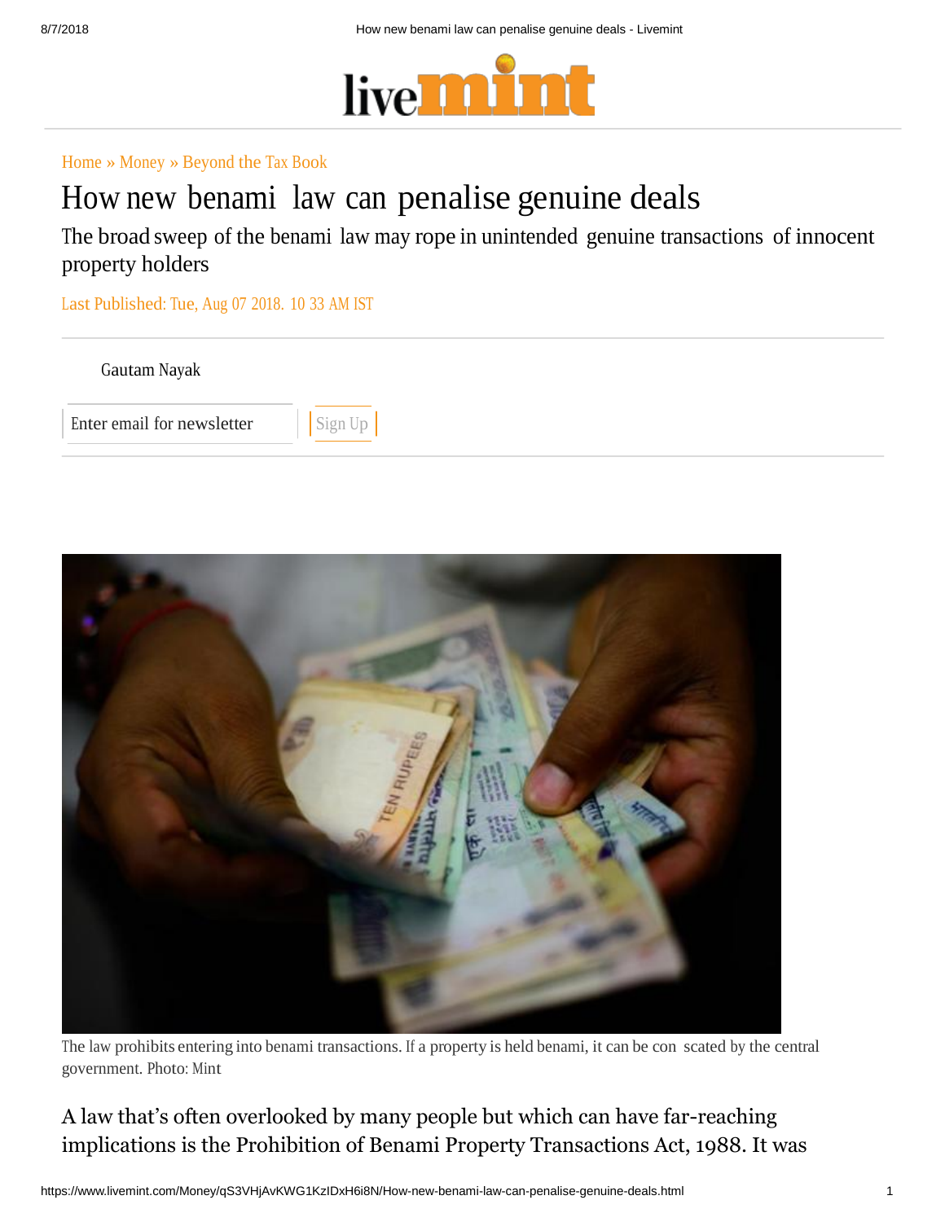Home » Money » Beyond the Tax Book

# How new benami law can penalise genuine deals

The broad sweep of the benami law may rope in unintended genuine transactions of innocent property holders

Last Published: Tue, Aug 07 2018. 10 33 AM IST

Gautam Nayak

The law prohibits entering into benami transactions. If a property is held benami, it can be con scated by the central government. Photo: Mint

A law that's often overlooked by many people but which can have far-reaching implications is the Prohibition of Benami Property Transactions Act, 1988. It was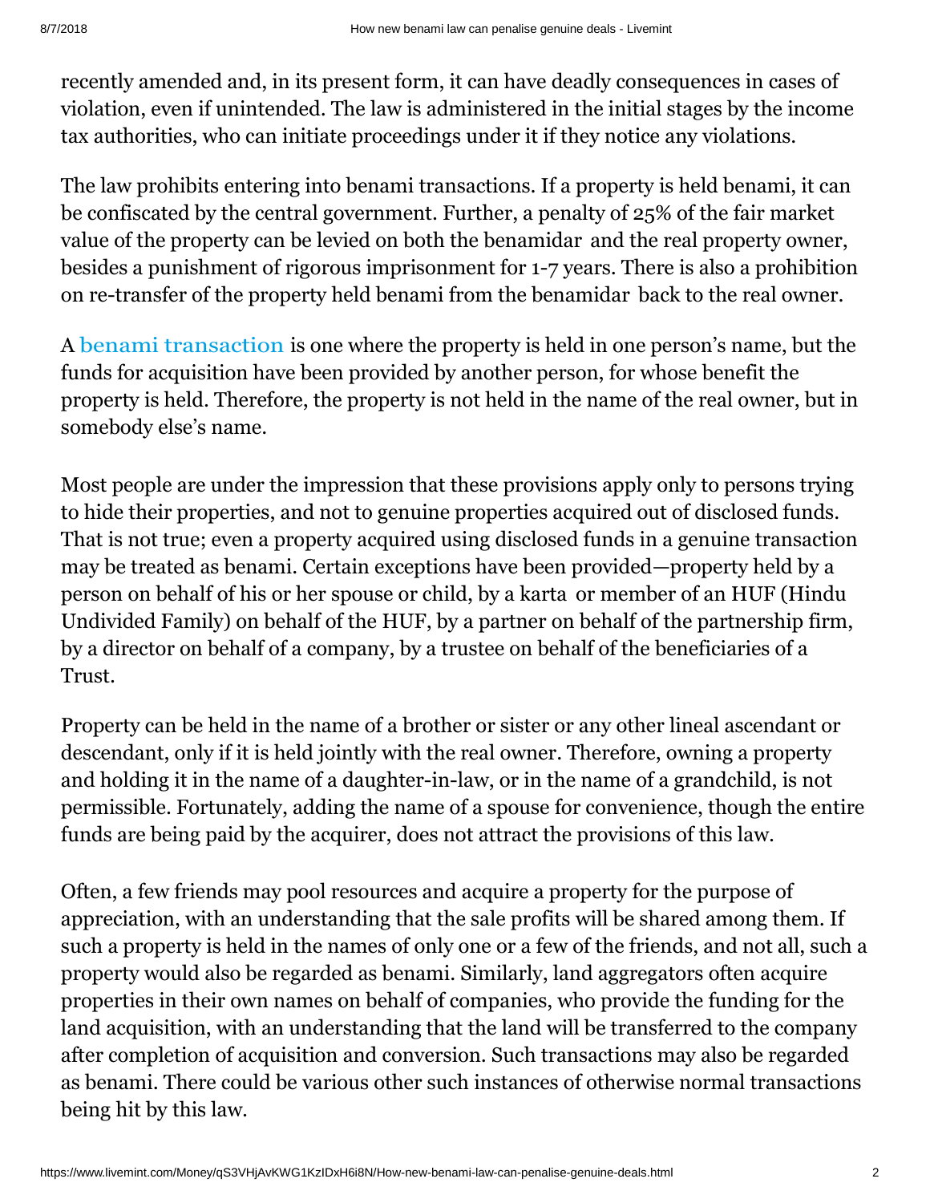recently amended and, in its present form, it can have deadly consequences in cases of violation, even if unintended. The law is administered in the initial stages by the income tax authorities, who can initiate proceedings under it if they notice any violations.

The law prohibits entering into benami transactions. If a property is held benami, it can be confiscated by the central government. Further, a penalty of 25% of the fair market value of the property can be levied on both the benamidar and the real property owner, besides a punishment of rigorous imprisonment for 1-7 years. There is also a prohibition on re-transfer of the property held benami from the benamidar back to the real owner.

A benami transaction is one where the property is held in one person's name, but the funds for acquisition have been provided by another person, for whose benefit the property is held. Therefore, the property is not held in the name of the real owner, but in somebody else's name.

Most people are under the impression that these provisions apply only to persons trying to hide their properties, and not to genuine properties acquired out of disclosed funds. That is not true; even a property acquired using disclosed funds in a genuine transaction may be treated as benami. Certain exceptions have been provided—property held by a person on behalf of his or her spouse or child, by a karta or member of an HUF (Hindu Undivided Family) on behalf of the HUF, by a partner on behalf of the partnership firm, by a director on behalf of a company, by a trustee on behalf of the beneficiaries of a Trust.

Property can be held in the name of a brother or sister or any other lineal ascendant or descendant, only if it is held jointly with the real owner. Therefore, owning a property and holding it in the name of a daughter-in-law, or in the name of a grandchild, is not permissible. Fortunately, adding the name of a spouse for convenience, though the entire funds are being paid by the acquirer, does not attract the provisions of this law.

Often, a few friends may pool resources and acquire a property for the purpose of appreciation, with an understanding that the sale profits will be shared among them. If such a property is held in the names of only one or a few of the friends, and not all, such a property would also be regarded as benami. Similarly, land aggregators often acquire properties in their own names on behalf of companies, who provide the funding for the land acquisition, with an understanding that the land will be transferred to the company after completion of acquisition and conversion. Such transactions may also be regarded as benami. There could be various other such instances of otherwise normal transactions being hit by this law.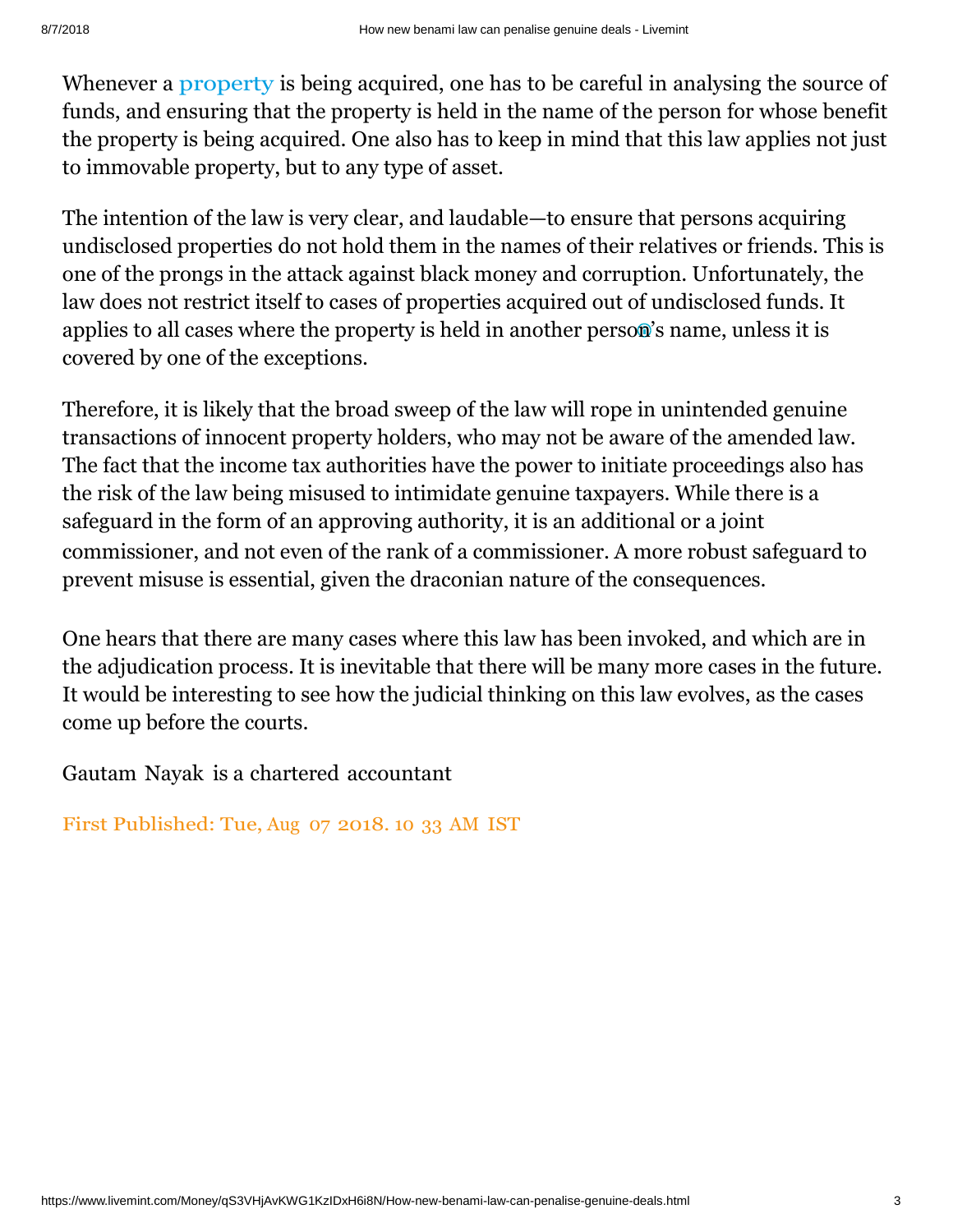Whenever a property is being acquired, one has to be careful in analysing the source of funds, and ensuring that the property is held in the name of the person for whose benefit the property is being acquired. One also has to keep in mind that this law applies not just to immovable property, but to any type of asset.

The intention of the law is very clear, and laudable—to ensure that persons acquiring undisclosed properties do not hold them in the names of their relatives or friends. This is one of the prongs in the attack against black money and corruption. Unfortunately, the law does not restrict itself to cases of properties acquired out of undisclosed funds. It applies to all cases where the property is held in another person's name, unless it is covered by one of the exceptions.

Therefore, it is likely that the broad sweep of the law will rope in unintended genuine transactions of innocent property holders, who may not be aware of the amended law. The fact that the income tax authorities have the power to initiate proceedings also has the risk of the law being misused to intimidate genuine taxpayers. While there is a safeguard in the form of an approving authority, it is an additional or a joint commissioner, and not even of the rank of a commissioner. A more robust safeguard to prevent misuse is essential, given the draconian nature of the consequences.

One hears that there are many cases where this law has been invoked, and which are in the adjudication process. It is inevitable that there will be many more cases in the future. It would be interesting to see how the judicial thinking on this law evolves, as the cases come up before the courts.

Gautam Nayak is a chartered accountant

First Published: Tue, Aug 07 2018. 10 33 AM IST